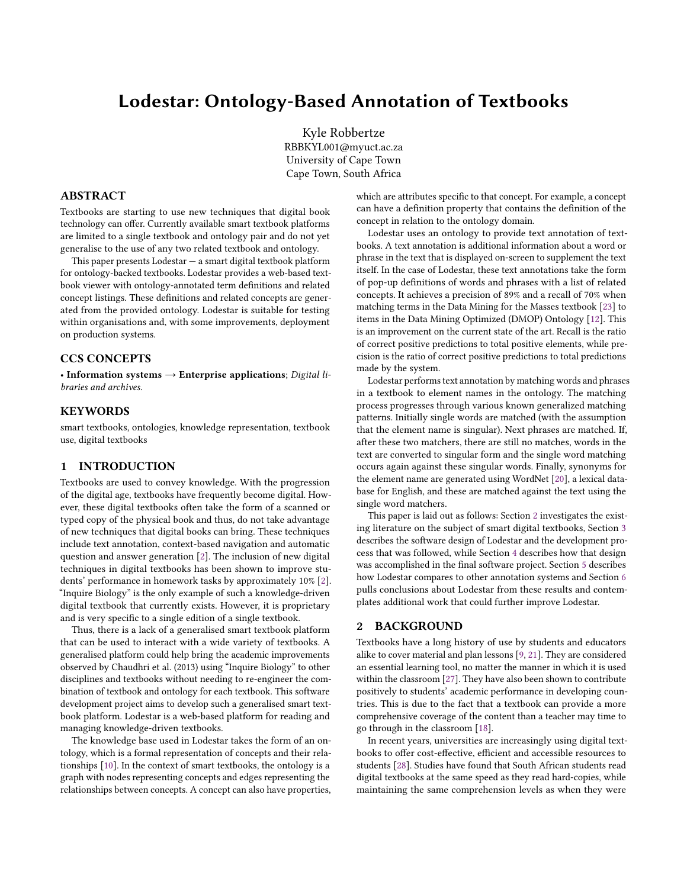# Lodestar: Ontology-Based Annotation of Textbooks

Kyle Robbertze
RBBKYL001@myuct.ac.za
University of Cape Town
Cape Town, South Africa

## ABSTRACT

Textbooks are starting to use new techniques that digital book technology can offer. Currently available smart textbook platforms are limited to a single textbook and ontology pair and do not yet generalise to the use of any two related textbook and ontology.

This paper presents Lodestar — a smart digital textbook platform for ontology-backed textbooks. Lodestar provides a web-based textbook viewer with ontology-annotated term definitions and related concept listings. These definitions and related concepts are generated from the provided ontology. Lodestar is suitable for testing within organisations and, with some improvements, deployment on production systems.

## CCS CONCEPTS

• **Information systems → Enterprise applications**; *Digital libraries and archives.*

## KEYWORDS

smart textbooks, ontologies, knowledge representation, textbook use, digital textbooks

## 1 INTRODUCTION

Textbooks are used to convey knowledge. With the progression of the digital age, textbooks have frequently become digital. However, these digital textbooks often take the form of a scanned or typed copy of the physical book and thus, do not take advantage of new techniques that digital books can bring. These techniques include text annotation, context-based navigation and automatic question and answer generation [2]. The inclusion of new digital techniques in digital textbooks has been shown to improve students' performance in homework tasks by approximately 10% [2]. "Inquire Biology" is the only example of such a knowledge-driven digital textbook that currently exists. However, it is proprietary and is very specific to a single edition of a single textbook.

Thus, there is a lack of a generalised smart textbook platform that can be used to interact with a wide variety of textbooks. A generalised platform could help bring the academic improvements observed by Chaudhri et al. (2013) using "Inquire Biology" to other disciplines and textbooks without needing to re-engineer the combination of textbook and ontology for each textbook. This software development project aims to develop such a generalised smart textbook platform. Lodestar is a web-based platform for reading and managing knowledge-driven textbooks.

The knowledge base used in Lodestar takes the form of an ontology, which is a formal representation of concepts and their relationships [10]. In the context of smart textbooks, the ontology is a graph with nodes representing concepts and edges representing the relationships between concepts. A concept can also have properties, which are attributes specific to that concept. For example, a concept can have a definition property that contains the definition of the concept in relation to the ontology domain.

Lodestar uses an ontology to provide text annotation of textbooks. A text annotation is additional information about a word or phrase in the text that is displayed on-screen to supplement the text itself. In the case of Lodestar, these text annotations take the form of pop-up definitions of words and phrases with a list of related concepts. It achieves a precision of 89% and a recall of 70% when matching terms in the Data Mining for the Masses textbook [23] to items in the Data Mining Optimized (DMOP) Ontology [12]. This is an improvement on the current state of the art. Recall is the ratio of correct positive predictions to total positive elements, while precision is the ratio of correct positive predictions to total predictions made by the system.

Lodestar performs text annotation by matching words and phrases in a textbook to element names in the ontology. The matching process progresses through various known generalized matching patterns. Initially single words are matched (with the assumption that the element name is singular). Next phrases are matched. If, after these two matchers, there are still no matches, words in the text are converted to singular form and the single word matching occurs again against these singular words. Finally, synonyms for the element name are generated using WordNet [20], a lexical database for English, and these are matched against the text using the single word matchers.

This paper is laid out as follows: Section 2 investigates the existing literature on the subject of smart digital textbooks, Section 3 describes the software design of Lodestar and the development process that was followed, while Section 4 describes how that design was accomplished in the final software project. Section 5 describes how Lodestar compares to other annotation systems and Section 6 pulls conclusions about Lodestar from these results and contemplates additional work that could further improve Lodestar.

## 2 BACKGROUND

Textbooks have a long history of use by students and educators alike to cover material and plan lessons [9, 21]. They are considered an essential learning tool, no matter the manner in which it is used within the classroom [27]. They have also been shown to contribute positively to students' academic performance in developing countries. This is due to the fact that a textbook can provide a more comprehensive coverage of the content than a teacher may time to go through in the classroom [18].

In recent years, universities are increasingly using digital textbooks to offer cost-effective, efficient and accessible resources to students [28]. Studies have found that South African students read digital textbooks at the same speed as they read hard-copies, while maintaining the same comprehension levels as when they were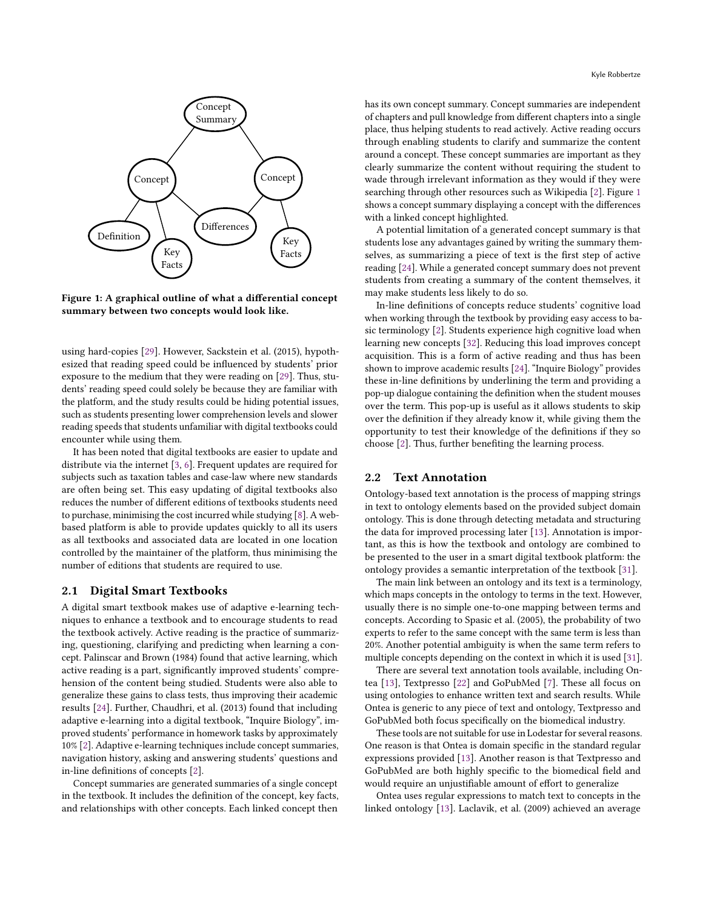Figure 1: A graphical outline of what a differential concept summary between two concepts would look like.

using hard-copies [29]. However, Sackstein et al. (2015), hypothesized that reading speed could be influenced by students' prior exposure to the medium that they were reading on [29]. Thus, students' reading speed could solely be because they are familiar with the platform, and the study results could be hiding potential issues, such as students presenting lower comprehension levels and slower reading speeds that students unfamiliar with digital textbooks could encounter while using them.

It has been noted that digital textbooks are easier to update and distribute via the internet [3, 6]. Frequent updates are required for subjects such as taxation tables and case-law where new standards are often being set. This easy updating of digital textbooks also reduces the number of different editions of textbooks students need to purchase, minimising the cost incurred while studying [8]. A web-based platform is able to provide updates quickly to all its users as all textbooks and associated data are located in one location controlled by the maintainer of the platform, thus minimising the number of editions that students are required to use.

## 2.1 Digital Smart Textbooks

A digital smart textbook makes use of adaptive e-learning techniques to enhance a textbook and to encourage students to read the textbook actively. Active reading is the practice of summarizing, questioning, clarifying and predicting when learning a concept. Palinscar and Brown (1984) found that active learning, which active reading is a part, significantly improved students' comprehension of the content being studied. Students were also able to generalize these gains to class tests, thus improving their academic results [24]. Further, Chaudhri, et al. (2013) found that including adaptive e-learning into a digital textbook, "Inquire Biology", improved students' performance in homework tasks by approximately 10% [2]. Adaptive e-learning techniques include concept summaries, navigation history, asking and answering students' questions and in-line definitions of concepts [2].

Concept summaries are generated summaries of a single concept in the textbook. It includes the definition of the concept, key facts, and relationships with other concepts. Each linked concept then has its own concept summary. Concept summaries are independent of chapters and pull knowledge from different chapters into a single place, thus helping students to read actively. Active reading occurs through enabling students to clarify and summarize the content around a concept. These concept summaries are important as they clearly summarize the content without requiring the student to wade through irrelevant information as they would if they were searching through other resources such as Wikipedia [2]. Figure 1 shows a concept summary displaying a concept with the differences with a linked concept highlighted.

A potential limitation of a generated concept summary is that students lose any advantages gained by writing the summary themselves, as summarizing a piece of text is the first step of active reading [24]. While a generated concept summary does not prevent students from creating a summary of the content themselves, it may make students less likely to do so.

In-line definitions of concepts reduce students' cognitive load when working through the textbook by providing easy access to basic terminology [2]. Students experience high cognitive load when learning new concepts [32]. Reducing this load improves concept acquisition. This is a form of active reading and thus has been shown to improve academic results [24]. "Inquire Biology" provides these in-line definitions by underlining the term and providing a pop-up dialogue containing the definition when the student mouses over the term. This pop-up is useful as it allows students to skip over the definition if they already know it, while giving them the opportunity to test their knowledge of the definitions if they so choose [2]. Thus, further benefiting the learning process.

## 2.2 Text Annotation

Ontology-based text annotation is the process of mapping strings in text to ontology elements based on the provided subject domain ontology. This is done through detecting metadata and structuring the data for improved processing later [13]. Annotation is important, as this is how the textbook and ontology are combined to be presented to the user in a smart digital textbook platform: the ontology provides a semantic interpretation of the textbook [31].

The main link between an ontology and its text is a terminology, which maps concepts in the ontology to terms in the text. However, usually there is no simple one-to-one mapping between terms and concepts. According to Spasic et al. (2005), the probability of two experts to refer to the same concept with the same term is less than 20%. Another potential ambiguity is when the same term refers to multiple concepts depending on the context in which it is used [31].

There are several text annotation tools available, including Ontea [13], Textpresso [22] and GoPubMed [7]. These all focus on using ontologies to enhance written text and search results. While Ontea is generic to any piece of text and ontology, Textpresso and GoPubMed both focus specifically on the biomedical industry.

These tools are not suitable for use in Lodestar for several reasons. One reason is that Ontea is domain specific in the standard regular expressions provided [13]. Another reason is that Textpresso and GoPubMed are both highly specific to the biomedical field and would require an unjustifiable amount of effort to generalize

Ontea uses regular expressions to match text to concepts in the linked ontology [13]. Laclavik, et al. (2009) achieved an average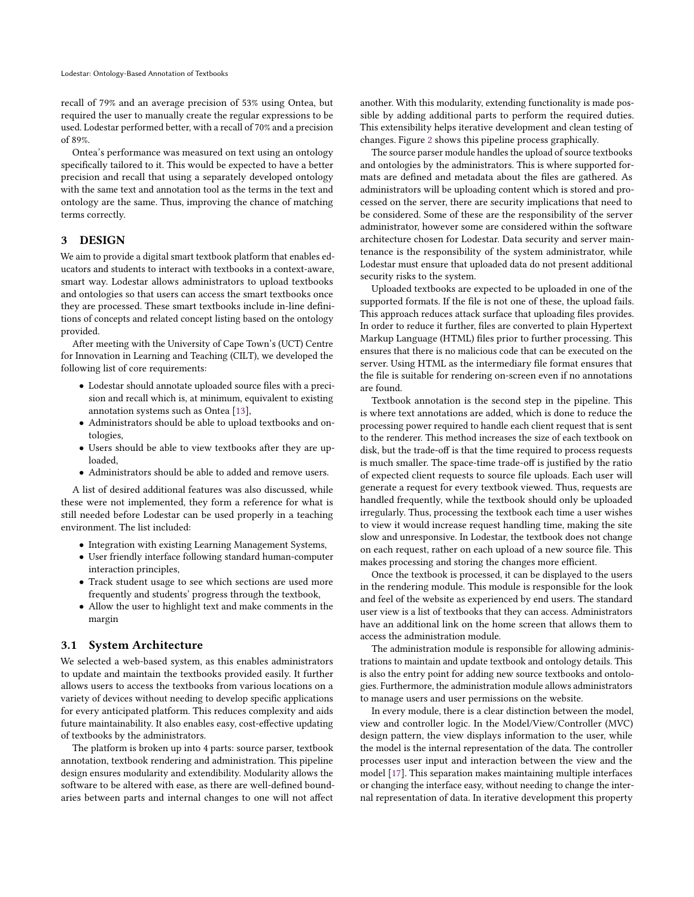recall of 79% and an average precision of 53% using Ontea, but required the user to manually create the regular expressions to be used. Lodestar performed better, with a recall of 70% and a precision of 89%.

Ontea's performance was measured on text using an ontology specifically tailored to it. This would be expected to have a better precision and recall that using a separately developed ontology with the same text and annotation tool as the terms in the text and ontology are the same. Thus, improving the chance of matching terms correctly.

## 3 DESIGN

We aim to provide a digital smart textbook platform that enables educators and students to interact with textbooks in a context-aware, smart way. Lodestar allows administrators to upload textbooks and ontologies so that users can access the smart textbooks once they are processed. These smart textbooks include in-line definitions of concepts and related concept listing based on the ontology provided.

After meeting with the University of Cape Town's (UCT) Centre for Innovation in Learning and Teaching (CILT), we developed the following list of core requirements:

- Lodestar should annotate uploaded source files with a precision and recall which is, at minimum, equivalent to existing annotation systems such as Ontea [13],
- Administrators should be able to upload textbooks and ontologies,
- Users should be able to view textbooks after they are uploaded,
- Administrators should be able to added and remove users.

A list of desired additional features was also discussed, while these were not implemented, they form a reference for what is still needed before Lodestar can be used properly in a teaching environment. The list included:

- Integration with existing Learning Management Systems,
- User friendly interface following standard human-computer interaction principles,
- Track student usage to see which sections are used more frequently and students' progress through the textbook,
- Allow the user to highlight text and make comments in the margin

### 3.1 System Architecture

We selected a web-based system, as this enables administrators to update and maintain the textbooks provided easily. It further allows users to access the textbooks from various locations on a variety of devices without needing to develop specific applications for every anticipated platform. This reduces complexity and aids future maintainability. It also enables easy, cost-effective updating of textbooks by the administrators.

The platform is broken up into 4 parts: source parser, textbook annotation, textbook rendering and administration. This pipeline design ensures modularity and extendibility. Modularity allows the software to be altered with ease, as there are well-defined boundaries between parts and internal changes to one will not affect another. With this modularity, extending functionality is made possible by adding additional parts to perform the required duties. This extensibility helps iterative development and clean testing of changes. Figure 2 shows this pipeline process graphically.

The source parser module handles the upload of source textbooks and ontologies by the administrators. This is where supported formats are defined and metadata about the files are gathered. As administrators will be uploading content which is stored and processed on the server, there are security implications that need to be considered. Some of these are the responsibility of the server administrator, however some are considered within the software architecture chosen for Lodestar. Data security and server maintenance is the responsibility of the system administrator, while Lodestar must ensure that uploaded data do not present additional security risks to the system.

Uploaded textbooks are expected to be uploaded in one of the supported formats. If the file is not one of these, the upload fails. This approach reduces attack surface that uploading files provides. In order to reduce it further, files are converted to plain Hypertext Markup Language (HTML) files prior to further processing. This ensures that there is no malicious code that can be executed on the server. Using HTML as the intermediary file format ensures that the file is suitable for rendering on-screen even if no annotations are found.

Textbook annotation is the second step in the pipeline. This is where text annotations are added, which is done to reduce the processing power required to handle each client request that is sent to the renderer. This method increases the size of each textbook on disk, but the trade-off is that the time required to process requests is much smaller. The space-time trade-off is justified by the ratio of expected client requests to source file uploads. Each user will generate a request for every textbook viewed. Thus, requests are handled frequently, while the textbook should only be uploaded irregularly. Thus, processing the textbook each time a user wishes to view it would increase request handling time, making the site slow and unresponsive. In Lodestar, the textbook does not change on each request, rather on each upload of a new source file. This makes processing and storing the changes more efficient.

Once the textbook is processed, it can be displayed to the users in the rendering module. This module is responsible for the look and feel of the website as experienced by end users. The standard user view is a list of textbooks that they can access. Administrators have an additional link on the home screen that allows them to access the administration module.

The administration module is responsible for allowing administrations to maintain and update textbook and ontology details. This is also the entry point for adding new source textbooks and ontologies. Furthermore, the administration module allows administrators to manage users and user permissions on the website.

In every module, there is a clear distinction between the model, view and controller logic. In the Model/View/Controller (MVC) design pattern, the view displays information to the user, while the model is the internal representation of the data. The controller processes user input and interaction between the view and the model [17]. This separation makes maintaining multiple interfaces or changing the interface easy, without needing to change the internal representation of data. In iterative development this property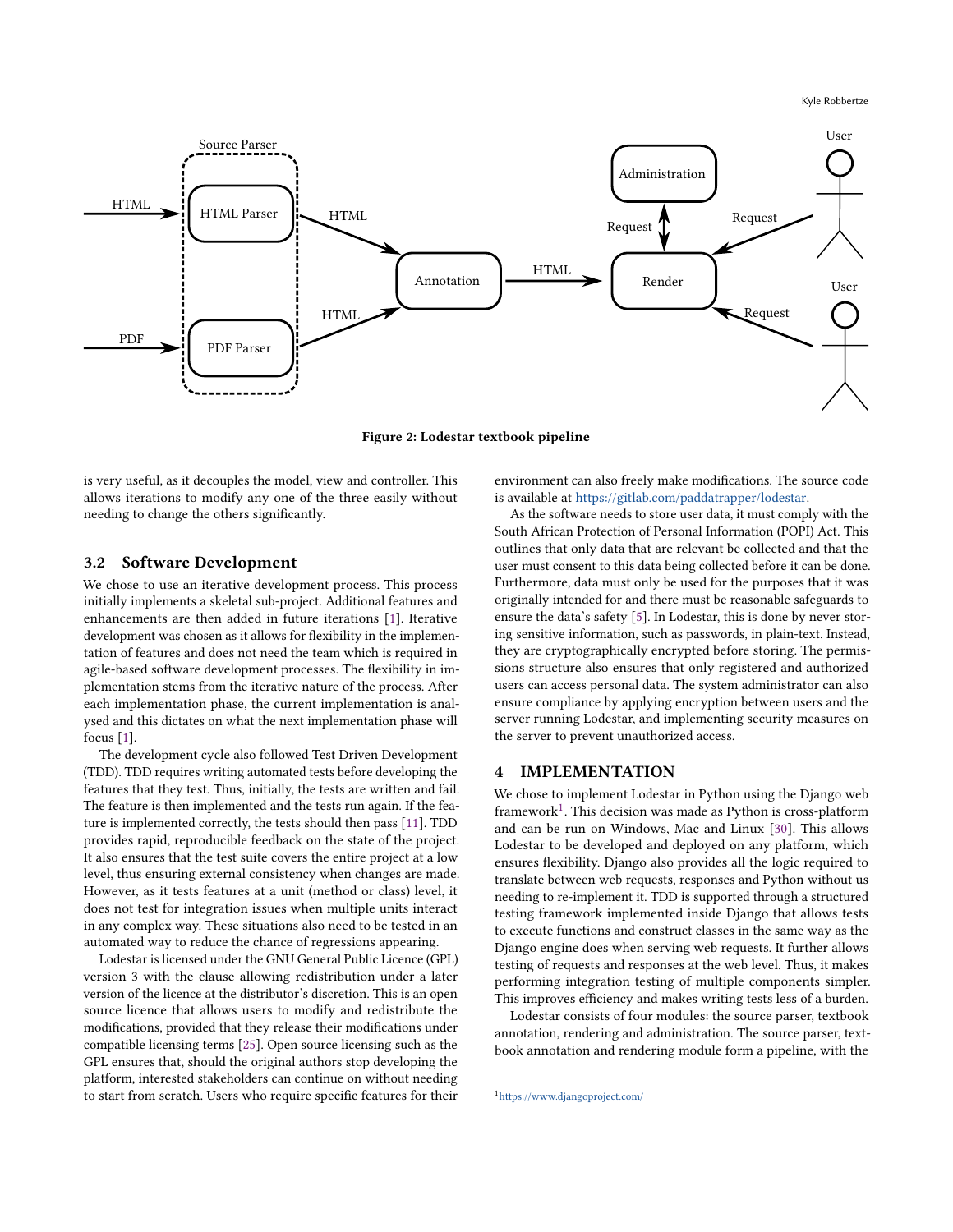Figure 2: Lodestar textbook pipeline

is very useful, as it decouples the model, view and controller. This allows iterations to modify any one of the three easily without needing to change the others significantly.

### 3.2 Software Development

We chose to use an iterative development process. This process initially implements a skeletal sub-project. Additional features and enhancements are then added in future iterations [1]. Iterative development was chosen as it allows for flexibility in the implementation of features and does not need the team which is required in agile-based software development processes. The flexibility in implementation stems from the iterative nature of the process. After each implementation phase, the current implementation is analysed and this dictates on what the next implementation phase will focus [1].

The development cycle also followed Test Driven Development (TDD). TDD requires writing automated tests before developing the features that they test. Thus, initially, the tests are written and fail. The feature is then implemented and the tests run again. If the feature is implemented correctly, the tests should then pass [11]. TDD provides rapid, reproducible feedback on the state of the project. It also ensures that the test suite covers the entire project at a low level, thus ensuring external consistency when changes are made. However, as it tests features at a unit (method or class) level, it does not test for integration issues when multiple units interact in any complex way. These situations also need to be tested in an automated way to reduce the chance of regressions appearing.

Lodestar is licensed under the GNU General Public Licence (GPL) version 3 with the clause allowing redistribution under a later version of the licence at the distributor's discretion. This is an open source licence that allows users to modify and redistribute the modifications, provided that they release their modifications under compatible licensing terms [25]. Open source licensing such as the GPL ensures that, should the original authors stop developing the platform, interested stakeholders can continue on without needing to start from scratch. Users who require specific features for their environment can also freely make modifications. The source code is available at https://gitlab.com/paddatrapper/lodestar.

As the software needs to store user data, it must comply with the South African Protection of Personal Information (POPI) Act. This outlines that only data that are relevant be collected and that the user must consent to this data being collected before it can be done. Furthermore, data must only be used for the purposes that it was originally intended for and there must be reasonable safeguards to ensure the data's safety [5]. In Lodestar, this is done by never storing sensitive information, such as passwords, in plain-text. Instead, they are cryptographically encrypted before storing. The permissions structure also ensures that only registered and authorized users can access personal data. The system administrator can also ensure compliance by applying encryption between users and the server running Lodestar, and implementing security measures on the server to prevent unauthorized access.

## 4 IMPLEMENTATION

We chose to implement Lodestar in Python using the Django web framework[1]. This decision was made as Python is cross-platform and can be run on Windows, Mac and Linux [30]. This allows Lodestar to be developed and deployed on any platform, which ensures flexibility. Django also provides all the logic required to translate between web requests, responses and Python without us needing to re-implement it. TDD is supported through a structured testing framework implemented inside Django that allows tests to execute functions and construct classes in the same way as the Django engine does when serving web requests. It further allows testing of requests and responses at the web level. Thus, it makes performing integration testing of multiple components simpler. This improves efficiency and makes writing tests less of a burden.

Lodestar consists of four modules: the source parser, textbook annotation, rendering and administration. The source parser, textbook annotation and rendering module form a pipeline, with the

[1] https://www.djangoproject.com/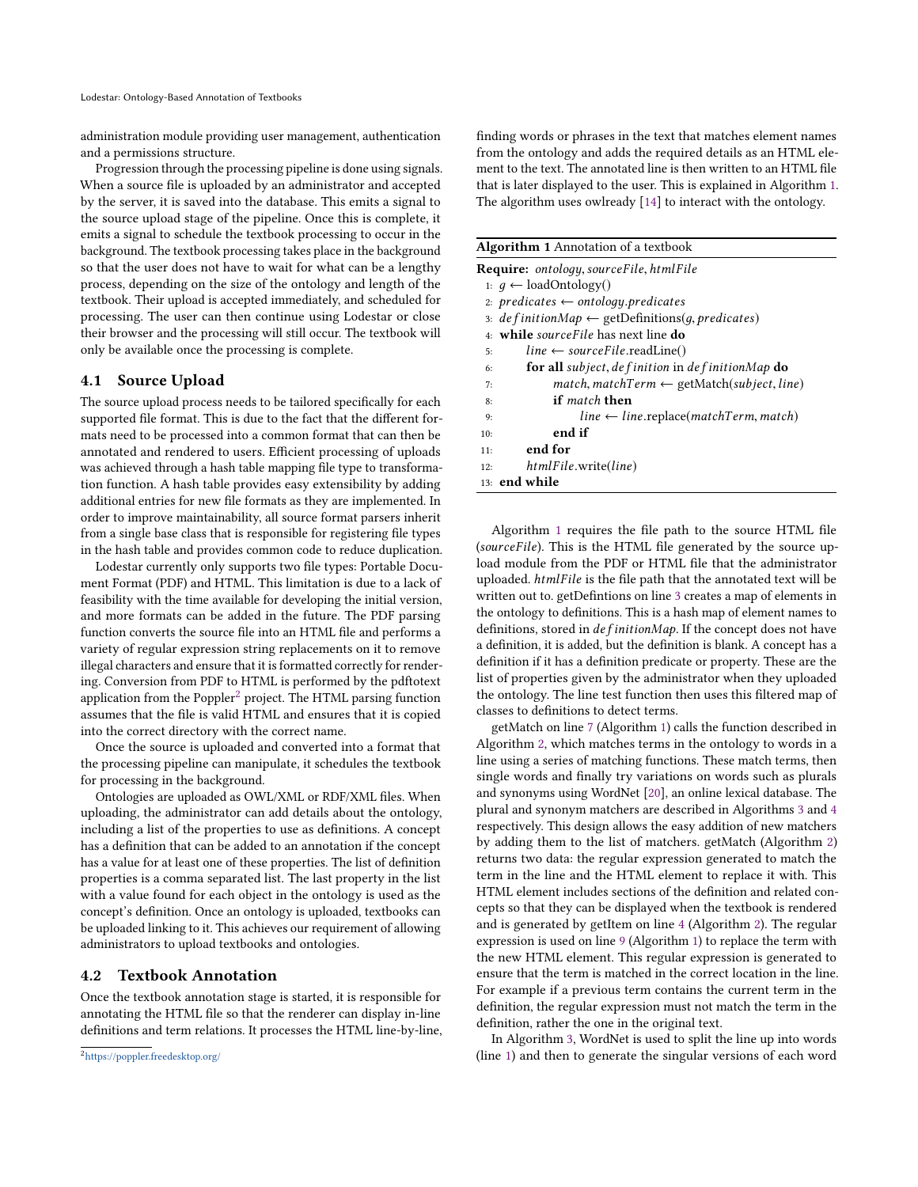administration module providing user management, authentication and a permissions structure.

Progression through the processing pipeline is done using signals. When a source file is uploaded by an administrator and accepted by the server, it is saved into the database. This emits a signal to the source upload stage of the pipeline. Once this is complete, it emits a signal to schedule the textbook processing to occur in the background. The textbook processing takes place in the background so that the user does not have to wait for what can be a lengthy process, depending on the size of the ontology and length of the textbook. Their upload is accepted immediately, and scheduled for processing. The user can then continue using Lodestar or close their browser and the processing will still occur. The textbook will only be available once the processing is complete.

## 4.1 Source Upload

The source upload process needs to be tailored specifically for each supported file format. This is due to the fact that the different formats need to be processed into a common format that can then be annotated and rendered to users. Efficient processing of uploads was achieved through a hash table mapping file type to transformation function. A hash table provides easy extensibility by adding additional entries for new file formats as they are implemented. In order to improve maintainability, all source format parsers inherit from a single base class that is responsible for registering file types in the hash table and provides common code to reduce duplication.

Lodestar currently only supports two file types: Portable Document Format (PDF) and HTML. This limitation is due to a lack of feasibility with the time available for developing the initial version, and more formats can be added in the future. The PDF parsing function converts the source file into an HTML file and performs a variety of regular expression string replacements on it to remove illegal characters and ensure that it is formatted correctly for rendering. Conversion from PDF to HTML is performed by the pdftotext application from the Poppler[2] project. The HTML parsing function assumes that the file is valid HTML and ensures that it is copied into the correct directory with the correct name.

Once the source is uploaded and converted into a format that the processing pipeline can manipulate, it schedules the textbook for processing in the background.

Ontologies are uploaded as OWL/XML or RDF/XML files. When uploading, the administrator can add details about the ontology, including a list of the properties to use as definitions. A concept has a definition that can be added to an annotation if the concept has a value for at least one of these properties. The list of definition properties is a comma separated list. The last property in the list with a value found for each object in the ontology is used as the concept's definition. Once an ontology is uploaded, textbooks can be uploaded linking to it. This achieves our requirement of allowing administrators to upload textbooks and ontologies.

## 4.2 Textbook Annotation

Once the textbook annotation stage is started, it is responsible for annotating the HTML file so that the renderer can display in-line definitions and term relations. It processes the HTML line-by-line, finding words or phrases in the text that matches element names from the ontology and adds the required details as an HTML element to the text. The annotated line is then written to an HTML file that is later displayed to the user. This is explained in Algorithm 1. The algorithm uses owlready [14] to interact with the ontology.

**Algorithm 1** Annotation of a textbook

```
Require: ontology, sourceFile, htmlFile
 1: g ← loadOntology()
 2: predicates ← ontology.predicates
 3: definitionMap ← getDefinitions(g, predicates)
 4: while sourceFile has next line do
 5:     line ← sourceFile.readLine()
 6:     for all subject, definition in definitionMap do
 7:         match, matchTerm ← getMatch(subject, line)
 8:         if match then
 9:             line ← line.replace(matchTerm, match)
10:         end if
11:     end for
12:     htmlFile.write(line)
13: end while
```

Algorithm 1 requires the file path to the source HTML file (*sourceFile*). This is the HTML file generated by the source upload module from the PDF or HTML file that the administrator uploaded. *htmlFile* is the file path that the annotated text will be written out to. getDefentions on line 3 creates a map of elements in the ontology to definitions. This is a hash map of element names to definitions, stored in *definitionMap*. If the concept does not have a definition, it is added, but the definition is blank. A concept has a definition if it has a definition predicate or property. These are the list of properties given by the administrator when they uploaded the ontology. The line test function then uses this filtered map of classes to definitions to detect terms.

getMatch on line 7 (Algorithm 1) calls the function described in Algorithm 2, which matches terms in the ontology to words in a line using a series of matching functions. These match terms, then single words and finally try variations on words such as plurals and synonyms using WordNet [20], an online lexical database. The plural and synonym matchers are described in Algorithms 3 and 4 respectively. This design allows the easy addition of new matchers by adding them to the list of matchers. getMatch (Algorithm 2) returns two data: the regular expression generated to match the term in the line and the HTML element to replace it with. This HTML element includes sections of the definition and related concepts so that they can be displayed when the textbook is rendered and is generated by getItem on line 4 (Algorithm 2). The regular expression is used on line 9 (Algorithm 1) to replace the term with the new HTML element. This regular expression is generated to ensure that the term is matched in the correct location in the line. For example if a previous term contains the current term in the definition, the regular expression must not match the term in the definition, rather the one in the original text.

In Algorithm 3, WordNet is used to split the line up into words (line 1) and then to generate the singular versions of each word

[2] https://poppler.freedesktop.org/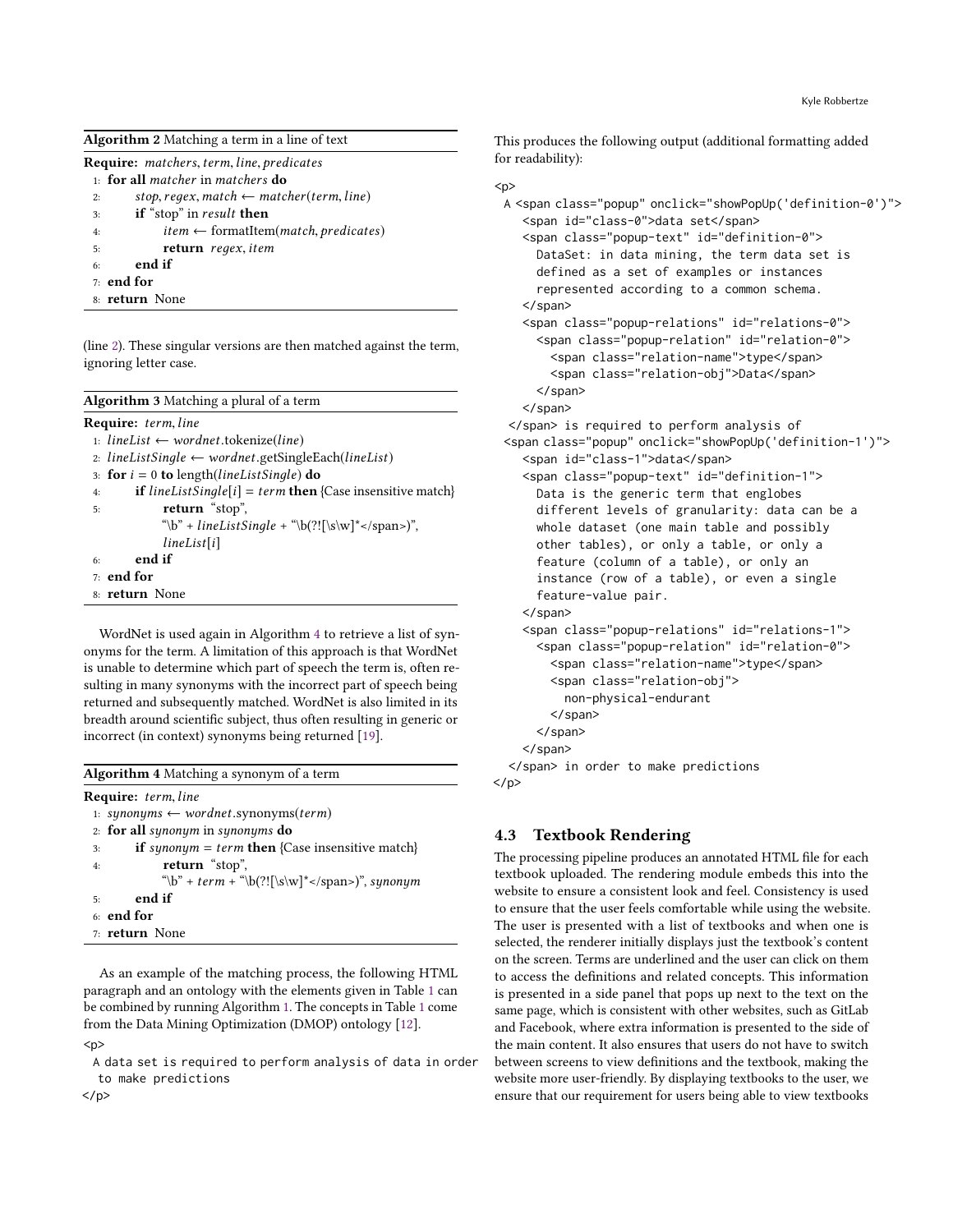**Algorithm 2** Matching a term in a line of text

**Require:** *matchers*, *term*, *line*, *predicates*

1: **for all** *matcher* in *matchers* **do**
2: &nbsp;&nbsp;&nbsp;&nbsp;*stop*, *regex*, *match* ← *matcher*(*term*, *line*)
3: &nbsp;&nbsp;&nbsp;&nbsp;**if** "stop" in *result* **then**
4: &nbsp;&nbsp;&nbsp;&nbsp;&nbsp;&nbsp;&nbsp;&nbsp;*item* ← formatItem(*match*, *predicates*)
5: &nbsp;&nbsp;&nbsp;&nbsp;&nbsp;&nbsp;&nbsp;&nbsp;**return** *regex*, *item*
6: &nbsp;&nbsp;&nbsp;&nbsp;**end if**
7: **end for**
8: **return** None

(line 2). These singular versions are then matched against the term, ignoring letter case.

**Algorithm 3** Matching a plural of a term

**Require:** *term*, *line*

1: *lineList* ← *wordnet*.tokenize(*line*)
2: *lineListSingle* ← *wordnet*.getSingleEach(*lineList*)
3: **for** *i* = 0 **to** length(*lineListSingle*) **do**
4: &nbsp;&nbsp;&nbsp;&nbsp;**if** *lineListSingle*[*i*] = *term* **then** {Case insensitive match}
5: &nbsp;&nbsp;&nbsp;&nbsp;&nbsp;&nbsp;&nbsp;&nbsp;**return** "stop", "\b" + *lineListSingle* + "\b(?![\s\w]*</span>)", *lineList*[*i*]
6: &nbsp;&nbsp;&nbsp;&nbsp;**end if**
7: **end for**
8: **return** None

WordNet is used again in Algorithm 4 to retrieve a list of synonyms for the term. A limitation of this approach is that WordNet is unable to determine which part of speech the term is, often resulting in many synonyms with the incorrect part of speech being returned and subsequently matched. WordNet is also limited in its breadth around scientific subject, thus often resulting in generic or incorrect (in context) synonyms being returned [19].

**Algorithm 4** Matching a synonym of a term

**Require:** *term*, *line*

1: *synonyms* ← *wordnet*.synonyms(*term*)
2: **for all** *synonym* in *synonyms* **do**
3: &nbsp;&nbsp;&nbsp;&nbsp;**if** *synonym* = *term* **then** {Case insensitive match}
4: &nbsp;&nbsp;&nbsp;&nbsp;&nbsp;&nbsp;&nbsp;&nbsp;**return** "stop", "\b" + *term* + "\b(?![\s\w]*</span>)", *synonym*
5: &nbsp;&nbsp;&nbsp;&nbsp;**end if**
6: **end for**
7: **return** None

As an example of the matching process, the following HTML paragraph and an ontology with the elements given in Table 1 can be combined by running Algorithm 1. The concepts in Table 1 come from the Data Mining Optimization (DMOP) ontology [12].

```
<p>
  A data set is required to perform analysis of data in order
  to make predictions
</p>
```

This produces the following output (additional formatting added for readability):

```
<p>
  A <span class="popup" onclick="showPopUp('definition-0')">
    <span id="class-0">data set</span>
    <span class="popup-text" id="definition-0">
      DataSet: in data mining, the term data set is
      defined as a set of examples or instances
      represented according to a common schema.
    </span>
    <span class="popup-relations" id="relations-0">
      <span class="popup-relation" id="relation-0">
        <span class="relation-name">type</span>
        <span class="relation-obj">Data</span>
      </span>
    </span>
  </span> is required to perform analysis of
  <span class="popup" onclick="showPopUp('definition-1')">
    <span id="class-1">data</span>
    <span class="popup-text" id="definition-1">
      Data is the generic term that englobes
      different levels of granularity: data can be a
      whole dataset (one main table and possibly
      other tables), or only a table, or only a
      feature (column of a table), or only an
      instance (row of a table), or even a single
      feature-value pair.
    </span>
    <span class="popup-relations" id="relations-1">
      <span class="popup-relation" id="relation-0">
        <span class="relation-name">type</span>
        <span class="relation-obj">
          non-physical-endurant
        </span>
      </span>
    </span>
  </span> in order to make predictions
</p>
```

### 4.3 Textbook Rendering

The processing pipeline produces an annotated HTML file for each textbook uploaded. The rendering module embeds this into the website to ensure a consistent look and feel. Consistency is used to ensure that the user feels comfortable while using the website. The user is presented with a list of textbooks and when one is selected, the renderer initially displays just the textbook's content on the screen. Terms are underlined and the user can click on them to access the definitions and related concepts. This information is presented in a side panel that pops up next to the text on the same page, which is consistent with other websites, such as GitLab and Facebook, where extra information is presented to the side of the main content. It also ensures that users do not have to switch between screens to view definitions and the textbook, making the website more user-friendly. By displaying textbooks to the user, we ensure that our requirement for users being able to view textbooks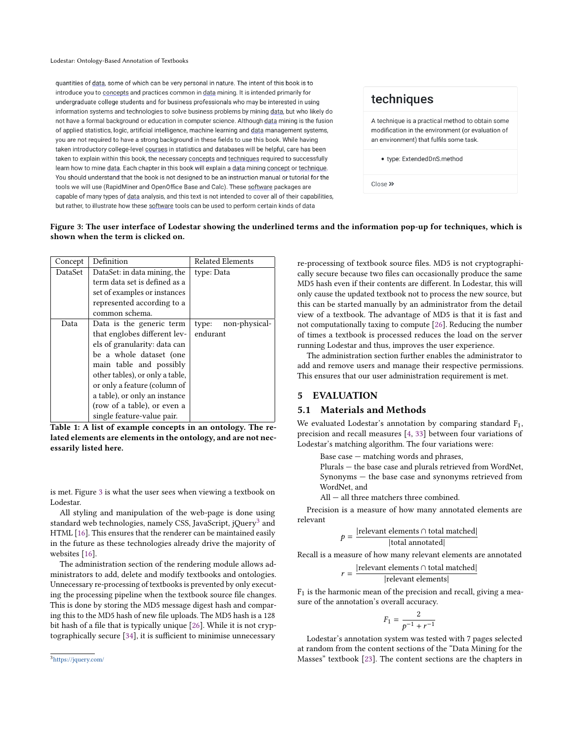quantities of data, some of which can be very personal in nature. The intent of this book is to introduce you to concepts and practices common in data mining. It is intended primarily for undergraduate college students and for business professionals who may be interested in using information systems and technologies to solve business problems by mining data, but who likely do not have a formal background or education in computer science. Although data mining is the fusion of applied statistics, logic, artificial intelligence, machine learning and data management systems, you are not required to have a strong background in these fields to use this book. While having taken introductory college-level courses in statistics and databases will be helpful, care has been taken to explain within this book, the necessary concepts and techniques required to successfully learn how to mine data. Each chapter in this book will explain a data mining concept or technique. You should understand that the book is not designed to be an instruction manual or tutorial for the tools we will use (RapidMiner and OpenOffice Base and Calc). These software packages are capable of many types of data analysis, and this text is not intended to cover all of their capabilities, but rather, to illustrate how these software tools can be used to perform certain kinds of data

techniques

A technique is a practical method to obtain some modification in the environment (or evaluation of an environment) that fulfils some task.

- type: ExtendedDnS.method

Close »

**Figure 3: The user interface of Lodestar showing the underlined terms and the information pop-up for techniques, which is shown when the term is clicked on.**

| Concept | Definition | Related Elements |
|---|---|---|
| DataSet | DataSet: in data mining, the term data set is defined as a set of examples or instances represented according to a common schema. | type: Data |
| Data | Data is the generic term that englobes different levels of granularity: data can be a whole dataset (one main table and possibly other tables), or only a table, or only a feature (column of a table), or only an instance (row of a table), or even a single feature-value pair. | type: non-physical-endurant |

**Table 1: A list of example concepts in an ontology. The related elements are elements in the ontology, and are not necessarily listed here.**

is met. Figure 3 is what the user sees when viewing a textbook on Lodestar.

All styling and manipulation of the web-page is done using standard web technologies, namely CSS, JavaScript, jQuery[3] and HTML [16]. This ensures that the renderer can be maintained easily in the future as these technologies already drive the majority of websites [16].

The administration section of the rendering module allows administrators to add, delete and modify textbooks and ontologies. Unnecessary re-processing of textbooks is prevented by only executing the processing pipeline when the textbook source file changes. This is done by storing the MD5 message digest hash and comparing this to the MD5 hash of new file uploads. The MD5 hash is a 128 bit hash of a file that is typically unique [26]. While it is not cryptographically secure [34], it is sufficient to minimise unnecessary re-processing of textbook source files. MD5 is not cryptographically secure because two files can occasionally produce the same MD5 hash even if their contents are different. In Lodestar, this will only cause the updated textbook not to process the new source, but this can be started manually by an administrator from the detail view of a textbook. The advantage of MD5 is that it is fast and not computationally taxing to compute [26]. Reducing the number of times a textbook is processed reduces the load on the server running Lodestar and thus, improves the user experience.

The administration section further enables the administrator to add and remove users and manage their respective permissions. This ensures that our user administration requirement is met.

## 5 EVALUATION

### 5.1 Materials and Methods

We evaluated Lodestar's annotation by comparing standard $F_1$, precision and recall measures [4, 33] between four variations of Lodestar's matching algorithm. The four variations were:

Base case — matching words and phrases,
Plurals — the base case and plurals retrieved from WordNet,
Synonyms — the base case and synonyms retrieved from WordNet, and
All — all three matchers three combined.

Precision is a measure of how many annotated elements are relevant

$$p = \frac{|\text{relevant elements} \cap \text{total matched}|}{|\text{total annotated}|}$$

Recall is a measure of how many relevant elements are annotated

$$r = \frac{|\text{relevant elements} \cap \text{total matched}|}{|\text{relevant elements}|}$$

$F_1$ is the harmonic mean of the precision and recall, giving a measure of the annotation's overall accuracy.

$$F_1 = \frac{2}{p^{-1} + r^{-1}}$$

Lodestar's annotation system was tested with 7 pages selected at random from the content sections of the "Data Mining for the Masses" textbook [23]. The content sections are the chapters in

[3] https://jquery.com/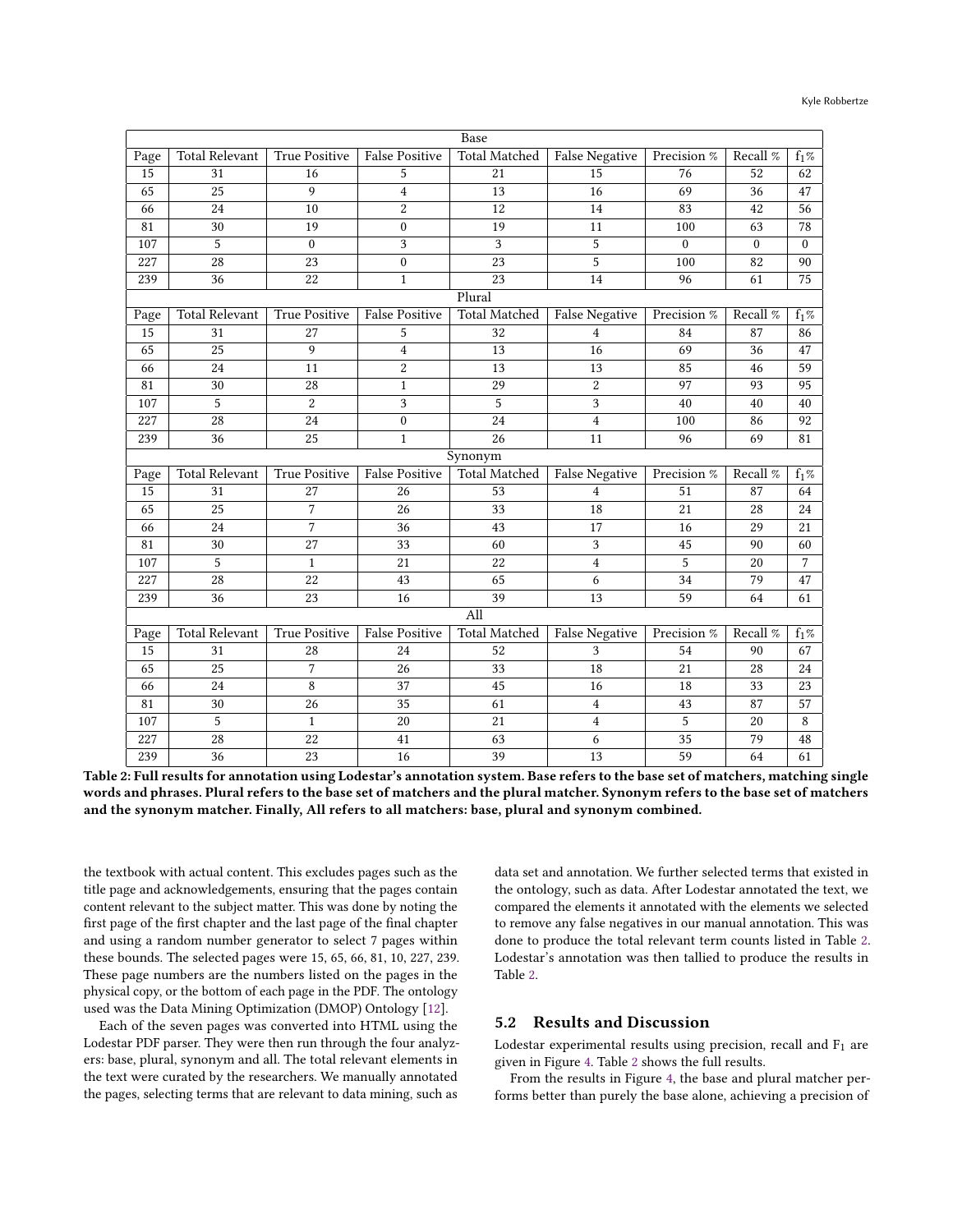| Base | | | | | | | | |
|---|---|---|---|---|---|---|---|---|
| Page | Total Relevant | True Positive | False Positive | Total Matched | False Negative | Precision % | Recall % | $f_1$% |
| 15 | 31 | 16 | 5 | 21 | 15 | 76 | 52 | 62 |
| 65 | 25 | 9 | 4 | 13 | 16 | 69 | 36 | 47 |
| 66 | 24 | 10 | 2 | 12 | 14 | 83 | 42 | 56 |
| 81 | 30 | 19 | 0 | 19 | 11 | 100 | 63 | 78 |
| 107 | 5 | 0 | 3 | 3 | 5 | 0 | 0 | 0 |
| 227 | 28 | 23 | 0 | 23 | 5 | 100 | 82 | 90 |
| 239 | 36 | 22 | 1 | 23 | 14 | 96 | 61 | 75 |
| Plural | | | | | | | | |
| Page | Total Relevant | True Positive | False Positive | Total Matched | False Negative | Precision % | Recall % | $f_1$% |
| 15 | 31 | 27 | 5 | 32 | 4 | 84 | 87 | 86 |
| 65 | 25 | 9 | 4 | 13 | 16 | 69 | 36 | 47 |
| 66 | 24 | 11 | 2 | 13 | 13 | 85 | 46 | 59 |
| 81 | 30 | 28 | 1 | 29 | 2 | 97 | 93 | 95 |
| 107 | 5 | 2 | 3 | 5 | 3 | 40 | 40 | 40 |
| 227 | 28 | 24 | 0 | 24 | 4 | 100 | 86 | 92 |
| 239 | 36 | 25 | 1 | 26 | 11 | 96 | 69 | 81 |
| Synonym | | | | | | | | |
| Page | Total Relevant | True Positive | False Positive | Total Matched | False Negative | Precision % | Recall % | $f_1$% |
| 15 | 31 | 27 | 26 | 53 | 4 | 51 | 87 | 64 |
| 65 | 25 | 7 | 26 | 33 | 18 | 21 | 28 | 24 |
| 66 | 24 | 7 | 36 | 43 | 17 | 16 | 29 | 21 |
| 81 | 30 | 27 | 33 | 60 | 3 | 45 | 90 | 60 |
| 107 | 5 | 1 | 21 | 22 | 4 | 5 | 20 | 7 |
| 227 | 28 | 22 | 43 | 65 | 6 | 34 | 79 | 47 |
| 239 | 36 | 23 | 16 | 39 | 13 | 59 | 64 | 61 |
| All | | | | | | | | |
| Page | Total Relevant | True Positive | False Positive | Total Matched | False Negative | Precision % | Recall % | $f_1$% |
| 15 | 31 | 28 | 24 | 52 | 3 | 54 | 90 | 67 |
| 65 | 25 | 7 | 26 | 33 | 18 | 21 | 28 | 24 |
| 66 | 24 | 8 | 37 | 45 | 16 | 18 | 33 | 23 |
| 81 | 30 | 26 | 35 | 61 | 4 | 43 | 87 | 57 |
| 107 | 5 | 1 | 20 | 21 | 4 | 5 | 20 | 8 |
| 227 | 28 | 22 | 41 | 63 | 6 | 35 | 79 | 48 |
| 239 | 36 | 23 | 16 | 39 | 13 | 59 | 64 | 61 |

**Table 2: Full results for annotation using Lodestar's annotation system. Base refers to the base set of matchers, matching single words and phrases. Plural refers to the base set of matchers and the plural matcher. Synonym refers to the base set of matchers and the synonym matcher. Finally, All refers to all matchers: base, plural and synonym combined.**

the textbook with actual content. This excludes pages such as the title page and acknowledgements, ensuring that the pages contain content relevant to the subject matter. This was done by noting the first page of the first chapter and the last page of the final chapter and using a random number generator to select 7 pages within these bounds. The selected pages were 15, 65, 66, 81, 10, 227, 239. These page numbers are the numbers listed on the pages in the physical copy, or the bottom of each page in the PDF. The ontology used was the Data Mining Optimization (DMOP) Ontology [12].

Each of the seven pages was converted into HTML using the Lodestar PDF parser. They were then run through the four analyzers: base, plural, synonym and all. The total relevant elements in the text were curated by the researchers. We manually annotated the pages, selecting terms that are relevant to data mining, such as data set and annotation. We further selected terms that existed in the ontology, such as data. After Lodestar annotated the text, we compared the elements it annotated with the elements we selected to remove any false negatives in our manual annotation. This was done to produce the total relevant term counts listed in Table 2. Lodestar's annotation was then tallied to produce the results in Table 2.

## 5.2 Results and Discussion

Lodestar experimental results using precision, recall and $F_1$ are given in Figure 4. Table 2 shows the full results.

From the results in Figure 4, the base and plural matcher performs better than purely the base alone, achieving a precision of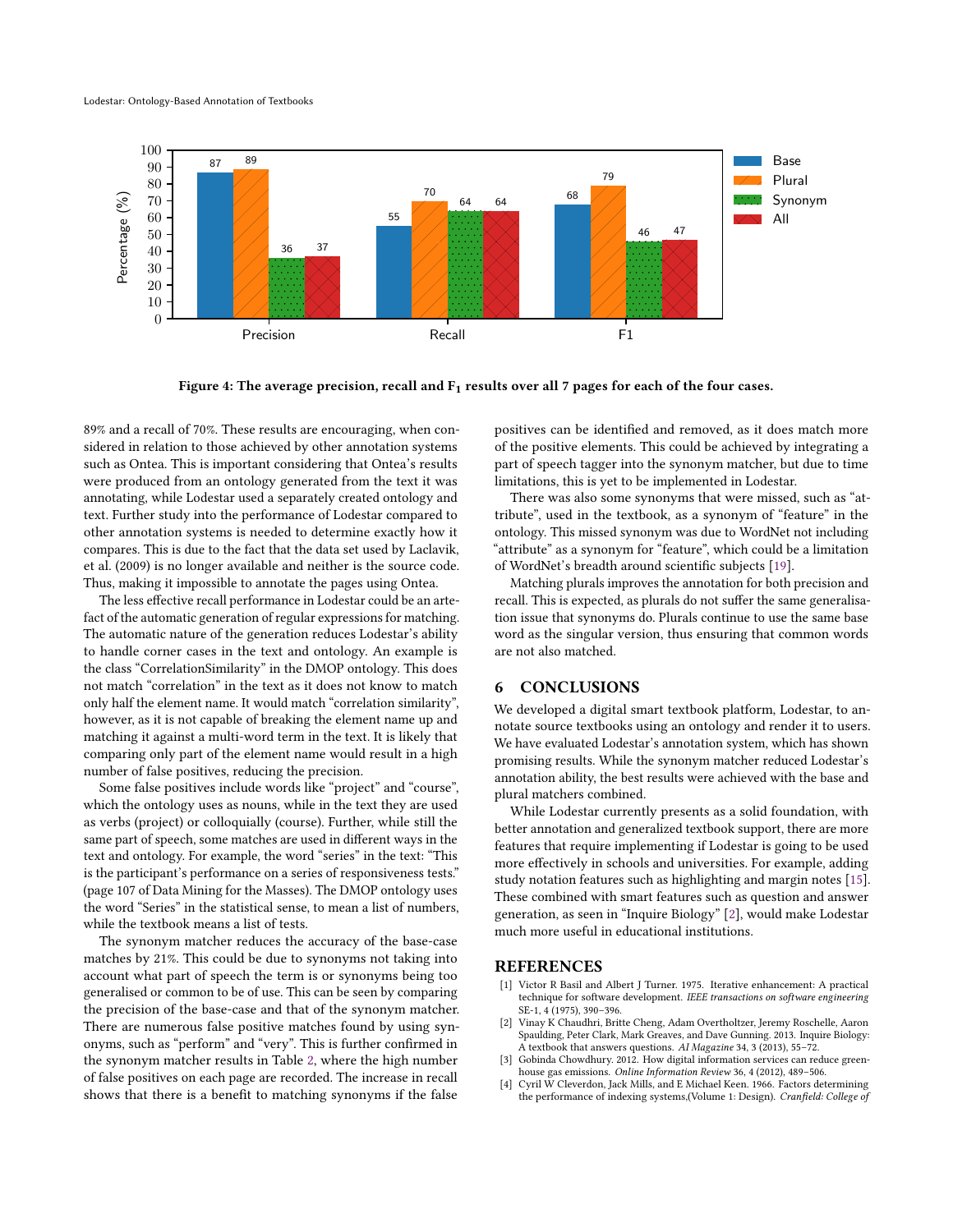Figure 4: The average precision, recall and $F_1$ results over all 7 pages for each of the four cases.

89% and a recall of 70%. These results are encouraging, when considered in relation to those achieved by other annotation systems such as Ontea. This is important considering that Ontea's results were produced from an ontology generated from the text it was annotating, while Lodestar used a separately created ontology and text. Further study into the performance of Lodestar compared to other annotation systems is needed to determine exactly how it compares. This is due to the fact that the data set used by Laclavik, et al. (2009) is no longer available and neither is the source code. Thus, making it impossible to annotate the pages using Ontea.

The less effective recall performance in Lodestar could be an artefact of the automatic generation of regular expressions for matching. The automatic nature of the generation reduces Lodestar's ability to handle corner cases in the text and ontology. An example is the class "CorrelationSimilarity" in the DMOP ontology. This does not match "correlation" in the text as it does not know to match only half the element name. It would match "correlation similarity", however, as it is not capable of breaking the element name up and matching it against a multi-word term in the text. It is likely that comparing only part of the element name would result in a high number of false positives, reducing the precision.

Some false positives include words like "project" and "course", which the ontology uses as nouns, while in the text they are used as verbs (project) or colloquially (course). Further, while still the same part of speech, some matches are used in different ways in the text and ontology. For example, the word "series" in the text: "This is the participant's performance on a series of responsiveness tests." (page 107 of Data Mining for the Masses). The DMOP ontology uses the word "Series" in the statistical sense, to mean a list of numbers, while the textbook means a list of tests.

The synonym matcher reduces the accuracy of the base-case matches by 21%. This could be due to synonyms not taking into account what part of speech the term is or synonyms being too generalised or common to be of use. This can be seen by comparing the precision of the base-case and that of the synonym matcher. There are numerous false positive matches found by using synonyms, such as "perform" and "very". This is further confirmed in the synonym matcher results in Table 2, where the high number of false positives on each page are recorded. The increase in recall shows that there is a benefit to matching synonyms if the false positives can be identified and removed, as it does match more of the positive elements. This could be achieved by integrating a part of speech tagger into the synonym matcher, but due to time limitations, this is yet to be implemented in Lodestar.

There was also some synonyms that were missed, such as "attribute", used in the textbook, as a synonym of "feature" in the ontology. This missed synonym was due to WordNet not including "attribute" as a synonym for "feature", which could be a limitation of WordNet's breadth around scientific subjects [19].

Matching plurals improves the annotation for both precision and recall. This is expected, as plurals do not suffer the same generalisation issue that synonyms do. Plurals continue to use the same base word as the singular version, thus ensuring that common words are not also matched.

## 6 CONCLUSIONS

We developed a digital smart textbook platform, Lodestar, to annotate source textbooks using an ontology and render it to users. We have evaluated Lodestar's annotation system, which has shown promising results. While the synonym matcher reduced Lodestar's annotation ability, the best results were achieved with the base and plural matchers combined.

While Lodestar currently presents as a solid foundation, with better annotation and generalized textbook support, there are more features that require implementing if Lodestar is going to be used more effectively in schools and universities. For example, adding study notation features such as highlighting and margin notes [15]. These combined with smart features such as question and answer generation, as seen in "Inquire Biology" [2], would make Lodestar much more useful in educational institutions.

## REFERENCES

[1] Victor R Basil and Albert J Turner. 1975. Iterative enhancement: A practical technique for software development. *IEEE transactions on software engineering* SE-1, 4 (1975), 390–396.

[2] Vinay K Chaudhri, Britte Cheng, Adam Overtholtzer, Jeremy Roschelle, Aaron Spaulding, Peter Clark, Mark Greaves, and Dave Gunning. 2013. Inquire Biology: A textbook that answers questions. *AI Magazine* 34, 3 (2013), 55–72.

[3] Gobinda Chowdhury. 2012. How digital information services can reduce greenhouse gas emissions. *Online Information Review* 36, 4 (2012), 489–506.

[4] Cyril W Cleverdon, Jack Mills, and E Michael Keen. 1966. Factors determining the performance of indexing systems,(Volume 1: Design). *Cranfield: College of*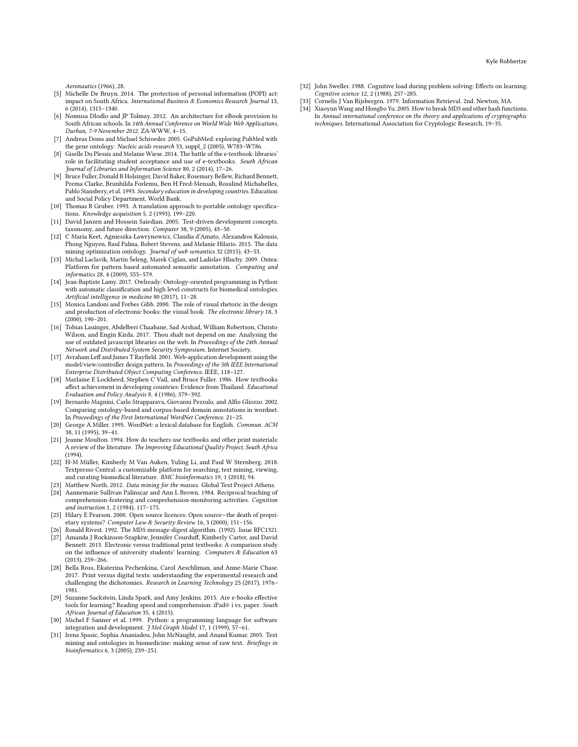*Aeronautics* (1966), 28.

- [5] Michelle De Bruyn. 2014. The protection of personal information (POPI) act: impact on South Africa. *International Business & Economics Research Journal* 13, 6 (2014), 1315–1340.
- [6] Nomusa Dlodlo and JP Tolmay. 2012. An architecture for eBook provision to South African schools. In *14th Annual Conference on World Wide Web Applications, Durban, 7-9 November 2012*. ZA-WWW, 4–15.
- [7] Andreas Doms and Michael Schroeder. 2005. GoPubMed: exploring PubMed with the gene ontology. *Nucleic acids research* 33, suppl_2 (2005), W783–W786.
- [8] Giselle Du Plessis and Melanie Wiese. 2014. The battle of the e-textbook: libraries' role in facilitating student acceptance and use of e-textbooks. *South African Journal of Libraries and Information Science* 80, 2 (2014), 17–26.
- [9] Bruce Fuller, Donald B Holsinger, David Baker, Rosemary Bellew, Richard Bennett, Prema Clarke, Brunhilda Forlemu, Ben H Fred-Mensah, Rosalind Michahelles, Pablo Stansbery, et al. 1993. *Secondary education in developing countries*. Education and Social Policy Department, World Bank.
- [10] Thomas R Gruber. 1993. A translation approach to portable ontology specifications. *Knowledge acquisition* 5, 2 (1993), 199–220.
- [11] David Janzen and Hossein Saiedian. 2005. Test-driven development concepts, taxonomy, and future direction. *Computer* 38, 9 (2005), 43–50.
- [12] C Maria Keet, Agnieszka Ławrynowicz, Claudia d'Amato, Alexandros Kalousis, Phong Nguyen, Raul Palma, Robert Stevens, and Melanie Hilario. 2015. The data mining optimization ontology. *Journal of web semantics* 32 (2015), 43–53.
- [13] Michal Laclavik, Martin Šeleng, Marek Ciglan, and Ladislav Hluchy. 2009. Ontea: Platform for pattern based automated semantic annotation. *Computing and informatics* 28, 4 (2009), 555–579.
- [14] Jean-Baptiste Lamy. 2017. Owlready: Ontology-oriented programming in Python with automatic classification and high level constructs for biomedical ontologies. *Artificial intelligence in medicine* 80 (2017), 11–28.
- [15] Monica Landoni and Forbes Gibb. 2000. The role of visual rhetoric in the design and production of electronic books: the visual book. *The electronic library* 18, 3 (2000), 190–201.
- [16] Tobias Lauinger, Abdelberi Chaabane, Sad Arshad, William Robertson, Christo Wilson, and Engin Kirda. 2017. Thou shalt not depend on me: Analysing the use of outdated javascript libraries on the web. In *Proceedings of the 24th Annual Network and Distributed System Security Symposium*. Internet Society.
- [17] Avraham Leff and James T Rayfield. 2001. Web-application development using the model/view/controller design pattern. In *Proceedings of the 5th IEEE International Enterprise Distributed Object Computing Conference*. IEEE, 118–127.
- [18] Marlaine E Lockheed, Stephen C Vail, and Bruce Fuller. 1986. How textbooks affect achievement in developing countries: Evidence from Thailand. *Educational Evaluation and Policy Analysis* 8, 4 (1986), 379–392.
- [19] Bernardo Magnini, Carlo Strapparava, Giovanni Pezzulo, and Alfio Gliozzo. 2002. Comparing ontology-based and corpus-based domain annotations in wordnet. In *Proceedings of the First International WordNet Conference*. 21–25.
- [20] George A Miller. 1995. WordNet: a lexical database for English. *Commun. ACM* 38, 11 (1995), 39–41.
- [21] Jeanne Moulton. 1994. How do teachers use textbooks and other print materials: A review of the literature. *The Improving Educational Quality Project, South Africa* (1994).
- [22] H-M Müller, Kimberly M Van Auken, Yuling Li, and Paul W Sternberg. 2018. Textpresso Central: a customizable platform for searching, text mining, viewing, and curating biomedical literature. *BMC bioinformatics* 19, 1 (2018), 94.
- [23] Matthew North. 2012. *Data mining for the masses*. Global Text Project Athens.
- [24] Aannemarie Sullivan Palinscar and Ann L Brown. 1984. Reciprocal teaching of comprehension-fostering and comprehension-monitoring activities. *Cognition and instruction* 1, 2 (1984), 117–175.
- [25] Hilary E Pearson. 2000. Open source licences: Open source—the death of proprietary systems? *Computer Law & Security Review* 16, 3 (2000), 151–156.
- [26] Ronald Rivest. 1992. The MD5 message-digest algorithm. (1992). Issue RFC1321.
- [27] Amanda J Rockinson-Szapkiw, Jennifer Courduff, Kimberly Carter, and David Bennett. 2013. Electronic versus traditional print textbooks: A comparison study on the influence of university students' learning. *Computers & Education* 63 (2013), 259–266.
- [28] Bella Ross, Ekaterina Pechenkina, Carol Aeschliman, and Anne-Marie Chase. 2017. Print versus digital texts: understanding the experimental research and challenging the dichotomies. *Research in Learning Technology* 25 (2017), 1976–1981.
- [29] Suzanne Sackstein, Linda Spark, and Amy Jenkins. 2015. Are e-books effective tools for learning? Reading speed and comprehension: iPad® i vs. paper. *South African Journal of Education* 35, 4 (2015).
- [30] Michel F Sanner et al. 1999. Python: a programming language for software integration and development. *J Mol Graph Model* 17, 1 (1999), 57–61.
- [31] Irena Spasic, Sophia Ananiadou, John McNaught, and Anand Kumar. 2005. Text mining and ontologies in biomedicine: making sense of raw text. *Briefings in bioinformatics* 6, 3 (2005), 239–251.
- [32] John Sweller. 1988. Cognitive load during problem solving: Effects on learning. *Cognitive science* 12, 2 (1988), 257–285.
- [33] Cornelis J Van Rijsbergen. 1979. Information Retrieval. 2nd. Newton, MA.
- [34] Xiaoyun Wang and Hongbo Yu. 2005. How to break MD5 and other hash functions. In *Annual international conference on the theory and applications of cryptographic techniques*. International Association for Cryptologic Research, 19–35.